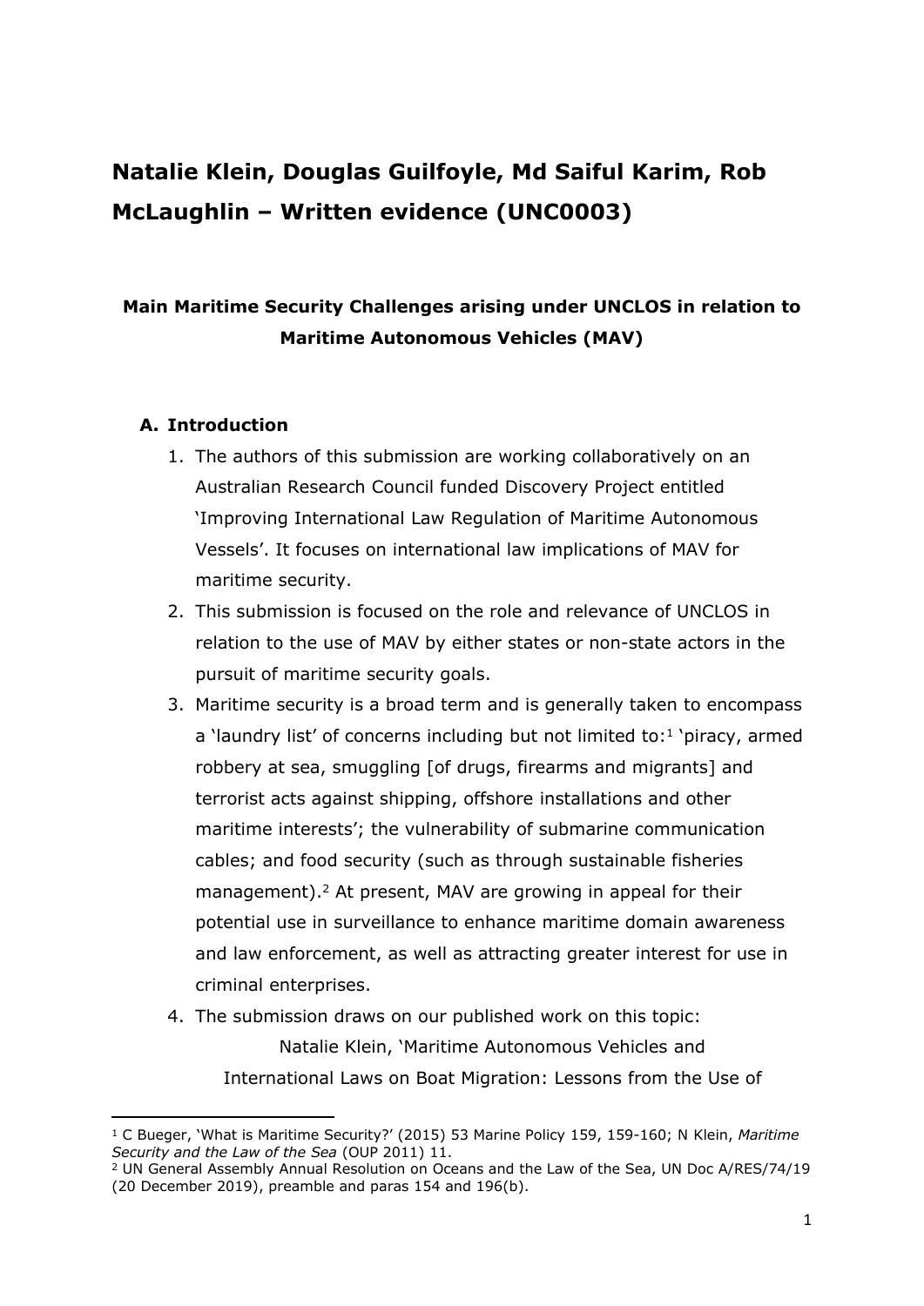# Natalie Klein, Douglas Guilfoyle, Md Saiful Karim, Rob McLaughlin – Written evidence (UNC0003)

## Main Maritime Security Challenges arising under UNCLOS in relation to Maritime Autonomous Vehicles (MAV)

### A. Introduction

1. The authors of this submission are working collaboratively on an Australian Research Council funded Discovery Project entitled 'Improving International Law Regulation of Maritime Autonomous Vessels'. It focuses on international law implications of MAV for maritime security.
2. This submission is focused on the role and relevance of UNCLOS in relation to the use of MAV by either states or non-state actors in the pursuit of maritime security goals.
3. Maritime security is a broad term and is generally taken to encompass a 'laundry list' of concerns including but not limited to:[1] 'piracy, armed robbery at sea, smuggling [of drugs, firearms and migrants] and terrorist acts against shipping, offshore installations and other maritime interests'; the vulnerability of submarine communication cables; and food security (such as through sustainable fisheries management).[2] At present, MAV are growing in appeal for their potential use in surveillance to enhance maritime domain awareness and law enforcement, as well as attracting greater interest for use in criminal enterprises.
4. The submission draws on our published work on this topic:

   Natalie Klein, 'Maritime Autonomous Vehicles and International Laws on Boat Migration: Lessons from the Use of

---

[1] C Bueger, 'What is Maritime Security?' (2015) 53 Marine Policy 159, 159-160; N Klein, *Maritime Security and the Law of the Sea* (OUP 2011) 11.

[2] UN General Assembly Annual Resolution on Oceans and the Law of the Sea, UN Doc A/RES/74/19 (20 December 2019), preamble and paras 154 and 196(b).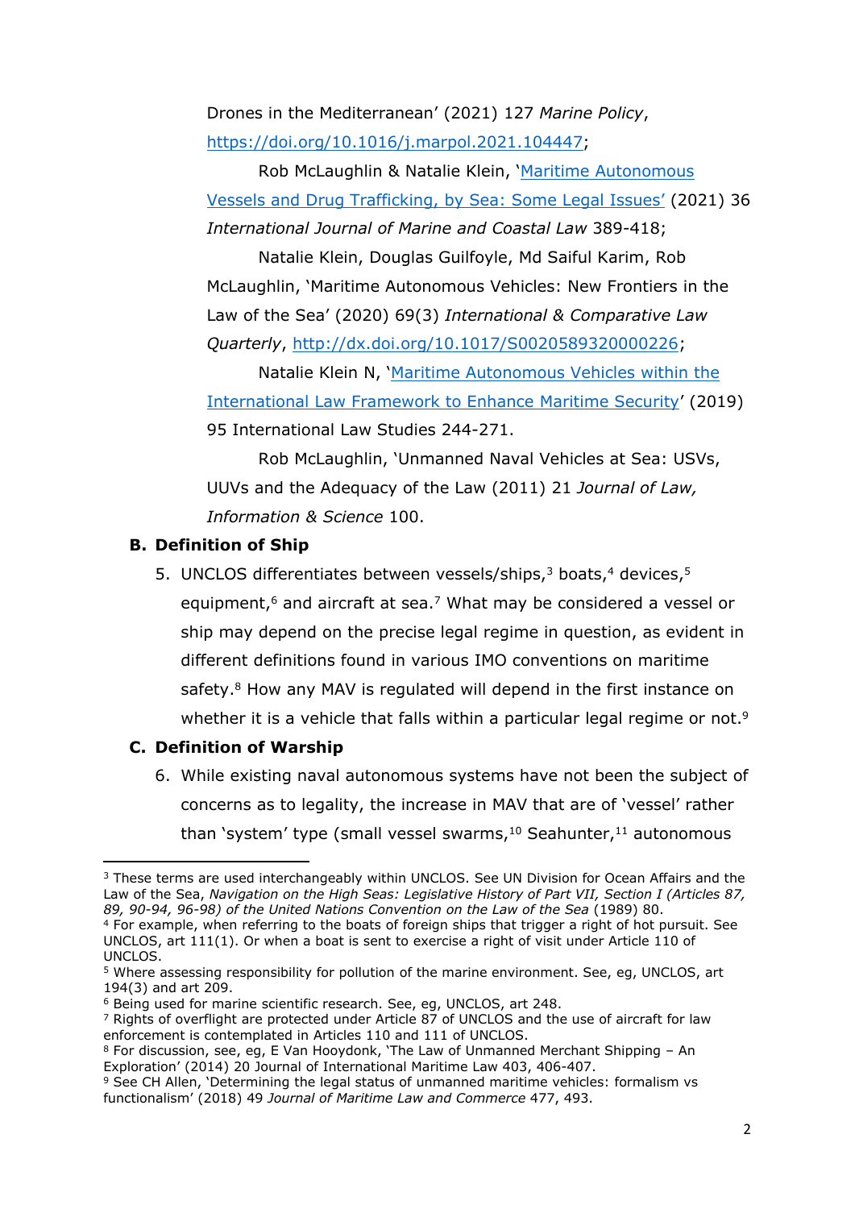Drones in the Mediterranean' (2021) 127 *Marine Policy*, [https://doi.org/10.1016/j.marpol.2021.104447](https://doi.org/10.1016/j.marpol.2021.104447);

Rob McLaughlin & Natalie Klein, '[Maritime Autonomous Vessels and Drug Trafficking, by Sea: Some Legal Issues'](#) (2021) 36 *International Journal of Marine and Coastal Law* 389-418;

Natalie Klein, Douglas Guilfoyle, Md Saiful Karim, Rob McLaughlin, 'Maritime Autonomous Vehicles: New Frontiers in the Law of the Sea' (2020) 69(3) *International & Comparative Law Quarterly*, [http://dx.doi.org/10.1017/S0020589320000226](http://dx.doi.org/10.1017/S0020589320000226);

Natalie Klein N, '[Maritime Autonomous Vehicles within the International Law Framework to Enhance Maritime Security](#)' (2019) 95 International Law Studies 244-271.

Rob McLaughlin, 'Unmanned Naval Vehicles at Sea: USVs, UUVs and the Adequacy of the Law (2011) 21 *Journal of Law, Information & Science* 100.

### B. Definition of Ship

5. UNCLOS differentiates between vessels/ships,[3] boats,[4] devices,[5] equipment,[6] and aircraft at sea.[7] What may be considered a vessel or ship may depend on the precise legal regime in question, as evident in different definitions found in various IMO conventions on maritime safety.[8] How any MAV is regulated will depend in the first instance on whether it is a vehicle that falls within a particular legal regime or not.[9]

### C. Definition of Warship

6. While existing naval autonomous systems have not been the subject of concerns as to legality, the increase in MAV that are of 'vessel' rather than 'system' type (small vessel swarms,[10] Seahunter,[11] autonomous

---

[3] These terms are used interchangeably within UNCLOS. See UN Division for Ocean Affairs and the Law of the Sea, *Navigation on the High Seas: Legislative History of Part VII, Section I (Articles 87, 89, 90-94, 96-98) of the United Nations Convention on the Law of the Sea* (1989) 80.

[4] For example, when referring to the boats of foreign ships that trigger a right of hot pursuit. See UNCLOS, art 111(1). Or when a boat is sent to exercise a right of visit under Article 110 of UNCLOS.

[5] Where assessing responsibility for pollution of the marine environment. See, eg, UNCLOS, art 194(3) and art 209.

[6] Being used for marine scientific research. See, eg, UNCLOS, art 248.

[7] Rights of overflight are protected under Article 87 of UNCLOS and the use of aircraft for law enforcement is contemplated in Articles 110 and 111 of UNCLOS.

[8] For discussion, see, eg, E Van Hooydonk, 'The Law of Unmanned Merchant Shipping – An Exploration' (2014) 20 Journal of International Maritime Law 403, 406-407.

[9] See CH Allen, 'Determining the legal status of unmanned maritime vehicles: formalism vs functionalism' (2018) 49 *Journal of Maritime Law and Commerce* 477, 493.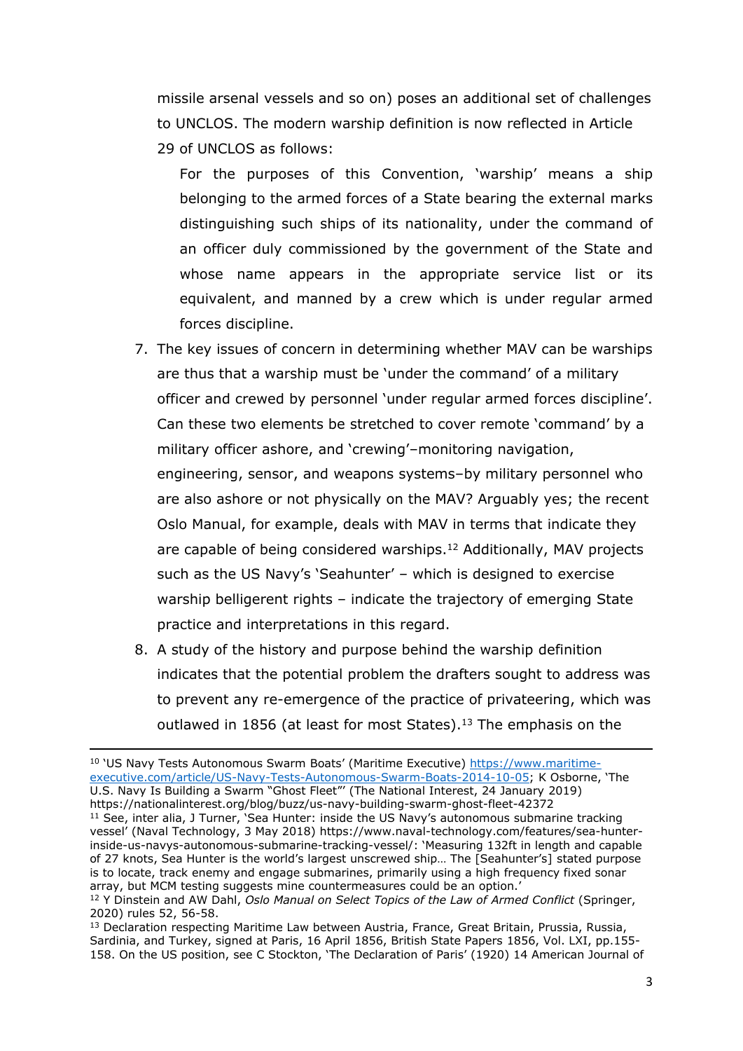missile arsenal vessels and so on) poses an additional set of challenges to UNCLOS. The modern warship definition is now reflected in Article 29 of UNCLOS as follows:

> For the purposes of this Convention, 'warship' means a ship belonging to the armed forces of a State bearing the external marks distinguishing such ships of its nationality, under the command of an officer duly commissioned by the government of the State and whose name appears in the appropriate service list or its equivalent, and manned by a crew which is under regular armed forces discipline.

7. The key issues of concern in determining whether MAV can be warships are thus that a warship must be 'under the command' of a military officer and crewed by personnel 'under regular armed forces discipline'. Can these two elements be stretched to cover remote 'command' by a military officer ashore, and 'crewing'–monitoring navigation, engineering, sensor, and weapons systems–by military personnel who are also ashore or not physically on the MAV? Arguably yes; the recent Oslo Manual, for example, deals with MAV in terms that indicate they are capable of being considered warships.[12] Additionally, MAV projects such as the US Navy's 'Seahunter' – which is designed to exercise warship belligerent rights – indicate the trajectory of emerging State practice and interpretations in this regard.
8. A study of the history and purpose behind the warship definition indicates that the potential problem the drafters sought to address was to prevent any re-emergence of the practice of privateering, which was outlawed in 1856 (at least for most States).[13] The emphasis on the

---

[10] 'US Navy Tests Autonomous Swarm Boats' (Maritime Executive) https://www.maritime-executive.com/article/US-Navy-Tests-Autonomous-Swarm-Boats-2014-10-05; K Osborne, 'The U.S. Navy Is Building a Swarm "Ghost Fleet"' (The National Interest, 24 January 2019) https://nationalinterest.org/blog/buzz/us-navy-building-swarm-ghost-fleet-42372

[11] See, inter alia, J Turner, 'Sea Hunter: inside the US Navy's autonomous submarine tracking vessel' (Naval Technology, 3 May 2018) https://www.naval-technology.com/features/sea-hunter-inside-us-navys-autonomous-submarine-tracking-vessel/: 'Measuring 132ft in length and capable of 27 knots, Sea Hunter is the world's largest unscrewed ship… The [Seahunter's] stated purpose is to locate, track enemy and engage submarines, primarily using a high frequency fixed sonar array, but MCM testing suggests mine countermeasures could be an option.'

[12] Y Dinstein and AW Dahl, *Oslo Manual on Select Topics of the Law of Armed Conflict* (Springer, 2020) rules 52, 56-58.

[13] Declaration respecting Maritime Law between Austria, France, Great Britain, Prussia, Russia, Sardinia, and Turkey, signed at Paris, 16 April 1856, British State Papers 1856, Vol. LXI, pp.155-158. On the US position, see C Stockton, 'The Declaration of Paris' (1920) 14 American Journal of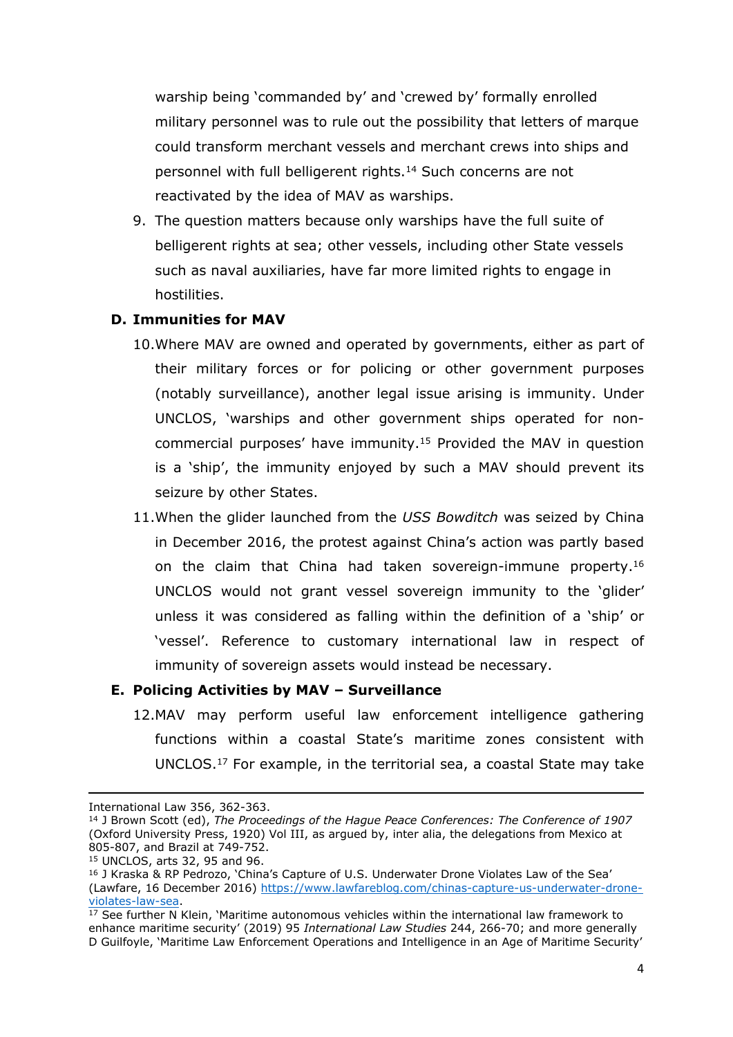warship being 'commanded by' and 'crewed by' formally enrolled military personnel was to rule out the possibility that letters of marque could transform merchant vessels and merchant crews into ships and personnel with full belligerent rights.[14] Such concerns are not reactivated by the idea of MAV as warships.

9. The question matters because only warships have the full suite of belligerent rights at sea; other vessels, including other State vessels such as naval auxiliaries, have far more limited rights to engage in hostilities.

### D. Immunities for MAV

10. Where MAV are owned and operated by governments, either as part of their military forces or for policing or other government purposes (notably surveillance), another legal issue arising is immunity. Under UNCLOS, 'warships and other government ships operated for non-commercial purposes' have immunity.[15] Provided the MAV in question is a 'ship', the immunity enjoyed by such a MAV should prevent its seizure by other States.

11. When the glider launched from the *USS Bowditch* was seized by China in December 2016, the protest against China's action was partly based on the claim that China had taken sovereign-immune property.[16] UNCLOS would not grant vessel sovereign immunity to the 'glider' unless it was considered as falling within the definition of a 'ship' or 'vessel'. Reference to customary international law in respect of immunity of sovereign assets would instead be necessary.

### E. Policing Activities by MAV – Surveillance

12. MAV may perform useful law enforcement intelligence gathering functions within a coastal State's maritime zones consistent with UNCLOS.[17] For example, in the territorial sea, a coastal State may take

---

International Law 356, 362-363.

[14] J Brown Scott (ed), *The Proceedings of the Hague Peace Conferences: The Conference of 1907* (Oxford University Press, 1920) Vol III, as argued by, inter alia, the delegations from Mexico at 805-807, and Brazil at 749-752.

[15] UNCLOS, arts 32, 95 and 96.

[16] J Kraska & RP Pedrozo, 'China's Capture of U.S. Underwater Drone Violates Law of the Sea' (Lawfare, 16 December 2016) https://www.lawfareblog.com/chinas-capture-us-underwater-drone-violates-law-sea.

[17] See further N Klein, 'Maritime autonomous vehicles within the international law framework to enhance maritime security' (2019) 95 *International Law Studies* 244, 266-70; and more generally D Guilfoyle, 'Maritime Law Enforcement Operations and Intelligence in an Age of Maritime Security'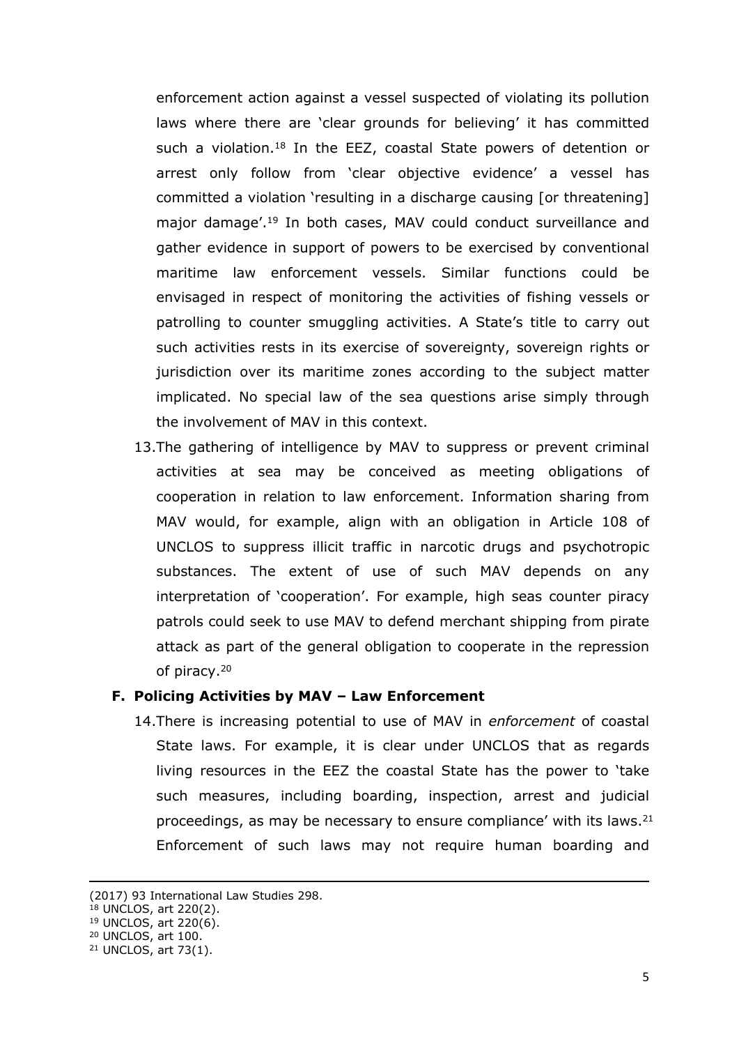enforcement action against a vessel suspected of violating its pollution laws where there are 'clear grounds for believing' it has committed such a violation.[18] In the EEZ, coastal State powers of detention or arrest only follow from 'clear objective evidence' a vessel has committed a violation 'resulting in a discharge causing [or threatening] major damage'.[19] In both cases, MAV could conduct surveillance and gather evidence in support of powers to be exercised by conventional maritime law enforcement vessels. Similar functions could be envisaged in respect of monitoring the activities of fishing vessels or patrolling to counter smuggling activities. A State's title to carry out such activities rests in its exercise of sovereignty, sovereign rights or jurisdiction over its maritime zones according to the subject matter implicated. No special law of the sea questions arise simply through the involvement of MAV in this context.

13. The gathering of intelligence by MAV to suppress or prevent criminal activities at sea may be conceived as meeting obligations of cooperation in relation to law enforcement. Information sharing from MAV would, for example, align with an obligation in Article 108 of UNCLOS to suppress illicit traffic in narcotic drugs and psychotropic substances. The extent of use of such MAV depends on any interpretation of 'cooperation'. For example, high seas counter piracy patrols could seek to use MAV to defend merchant shipping from pirate attack as part of the general obligation to cooperate in the repression of piracy.[20]

## F. Policing Activities by MAV – Law Enforcement

14. There is increasing potential to use of MAV in *enforcement* of coastal State laws. For example, it is clear under UNCLOS that as regards living resources in the EEZ the coastal State has the power to 'take such measures, including boarding, inspection, arrest and judicial proceedings, as may be necessary to ensure compliance' with its laws.[21] Enforcement of such laws may not require human boarding and

---

(2017) 93 International Law Studies 298.

[18] UNCLOS, art 220(2).

[19] UNCLOS, art 220(6).

[20] UNCLOS, art 100.

[21] UNCLOS, art 73(1).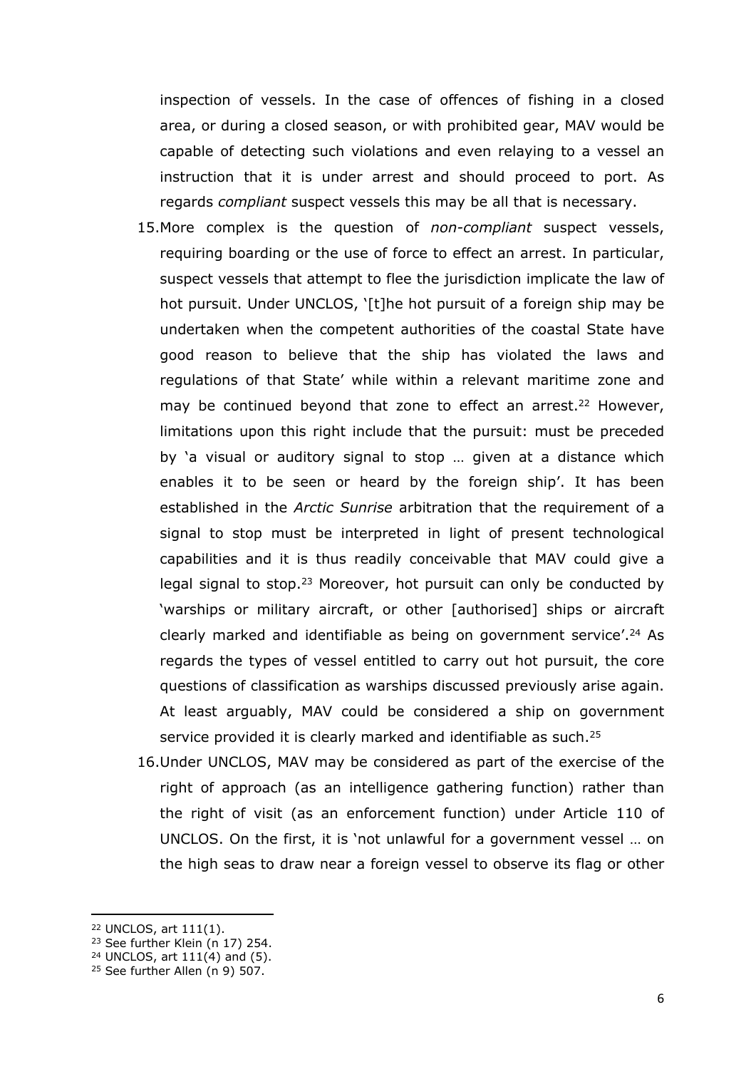inspection of vessels. In the case of offences of fishing in a closed area, or during a closed season, or with prohibited gear, MAV would be capable of detecting such violations and even relaying to a vessel an instruction that it is under arrest and should proceed to port. As regards *compliant* suspect vessels this may be all that is necessary.

15. More complex is the question of *non-compliant* suspect vessels, requiring boarding or the use of force to effect an arrest. In particular, suspect vessels that attempt to flee the jurisdiction implicate the law of hot pursuit. Under UNCLOS, '[t]he hot pursuit of a foreign ship may be undertaken when the competent authorities of the coastal State have good reason to believe that the ship has violated the laws and regulations of that State' while within a relevant maritime zone and may be continued beyond that zone to effect an arrest.[22] However, limitations upon this right include that the pursuit: must be preceded by 'a visual or auditory signal to stop … given at a distance which enables it to be seen or heard by the foreign ship'. It has been established in the *Arctic Sunrise* arbitration that the requirement of a signal to stop must be interpreted in light of present technological capabilities and it is thus readily conceivable that MAV could give a legal signal to stop.[23] Moreover, hot pursuit can only be conducted by 'warships or military aircraft, or other [authorised] ships or aircraft clearly marked and identifiable as being on government service'.[24] As regards the types of vessel entitled to carry out hot pursuit, the core questions of classification as warships discussed previously arise again. At least arguably, MAV could be considered a ship on government service provided it is clearly marked and identifiable as such.[25]

16. Under UNCLOS, MAV may be considered as part of the exercise of the right of approach (as an intelligence gathering function) rather than the right of visit (as an enforcement function) under Article 110 of UNCLOS. On the first, it is 'not unlawful for a government vessel … on the high seas to draw near a foreign vessel to observe its flag or other

---

[22] UNCLOS, art 111(1).

[23] See further Klein (n 17) 254.

[24] UNCLOS, art 111(4) and (5).

[25] See further Allen (n 9) 507.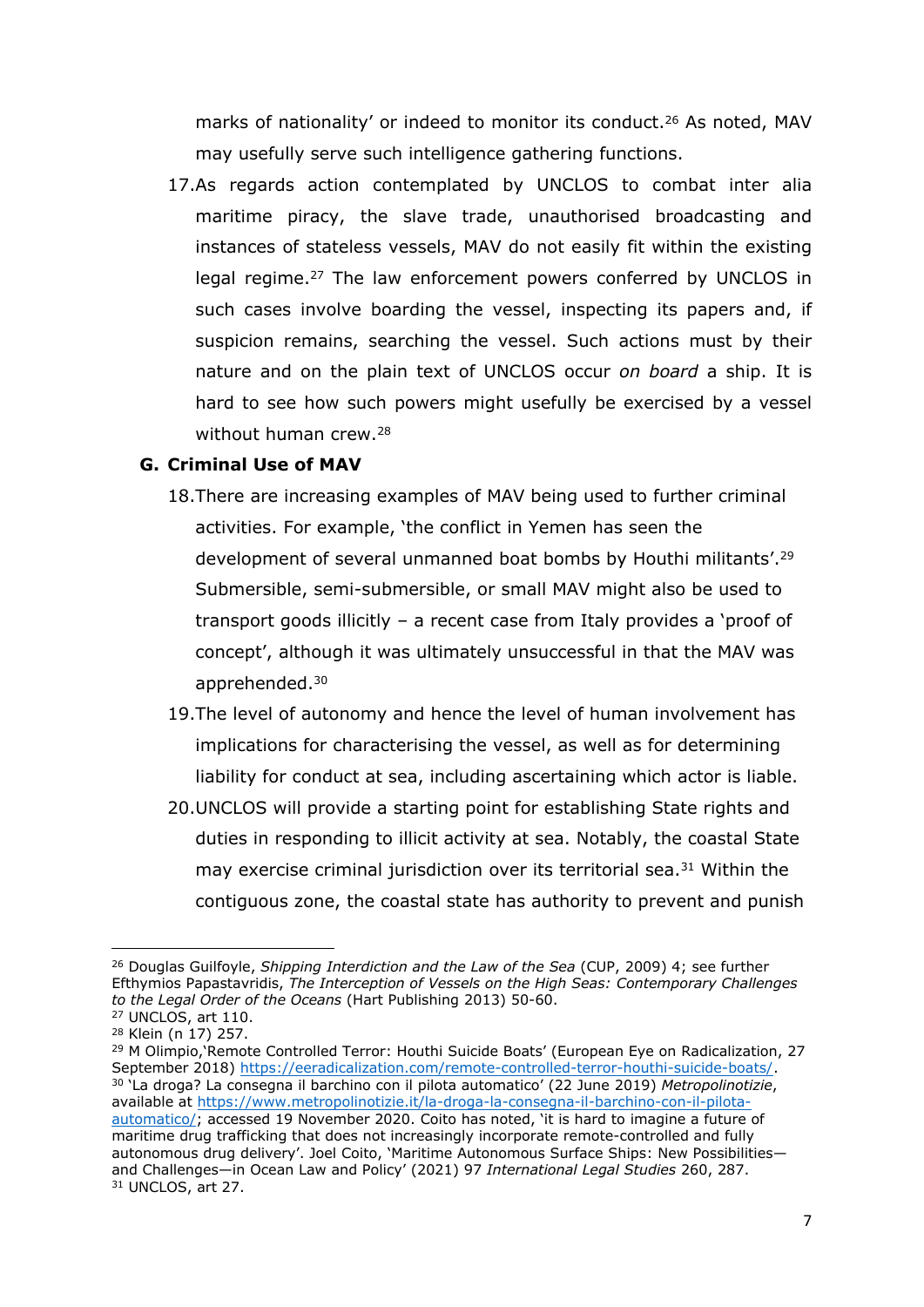marks of nationality' or indeed to monitor its conduct.[26] As noted, MAV may usefully serve such intelligence gathering functions.

17. As regards action contemplated by UNCLOS to combat inter alia maritime piracy, the slave trade, unauthorised broadcasting and instances of stateless vessels, MAV do not easily fit within the existing legal regime.[27] The law enforcement powers conferred by UNCLOS in such cases involve boarding the vessel, inspecting its papers and, if suspicion remains, searching the vessel. Such actions must by their nature and on the plain text of UNCLOS occur *on board* a ship. It is hard to see how such powers might usefully be exercised by a vessel without human crew.[28]

## G. Criminal Use of MAV

18. There are increasing examples of MAV being used to further criminal activities. For example, 'the conflict in Yemen has seen the development of several unmanned boat bombs by Houthi militants'.[29] Submersible, semi-submersible, or small MAV might also be used to transport goods illicitly – a recent case from Italy provides a 'proof of concept', although it was ultimately unsuccessful in that the MAV was apprehended.[30]

19. The level of autonomy and hence the level of human involvement has implications for characterising the vessel, as well as for determining liability for conduct at sea, including ascertaining which actor is liable.

20. UNCLOS will provide a starting point for establishing State rights and duties in responding to illicit activity at sea. Notably, the coastal State may exercise criminal jurisdiction over its territorial sea.[31] Within the contiguous zone, the coastal state has authority to prevent and punish

---

[26] Douglas Guilfoyle, *Shipping Interdiction and the Law of the Sea* (CUP, 2009) 4; see further Efthymios Papastavridis, *The Interception of Vessels on the High Seas: Contemporary Challenges to the Legal Order of the Oceans* (Hart Publishing 2013) 50-60.

[27] UNCLOS, art 110.

[28] Klein (n 17) 257.

[29] M Olimpio,'Remote Controlled Terror: Houthi Suicide Boats' (European Eye on Radicalization, 27 September 2018) https://eeradicalization.com/remote-controlled-terror-houthi-suicide-boats/.

[30] 'La droga? La consegna il barchino con il pilota automatico' (22 June 2019) *Metropolinotizie*, available at https://www.metropolinotizie.it/la-droga-la-consegna-il-barchino-con-il-pilota-automatico/; accessed 19 November 2020. Coito has noted, 'it is hard to imagine a future of maritime drug trafficking that does not increasingly incorporate remote-controlled and fully autonomous drug delivery'. Joel Coito, 'Maritime Autonomous Surface Ships: New Possibilities—and Challenges—in Ocean Law and Policy' (2021) 97 *International Legal Studies* 260, 287.

[31] UNCLOS, art 27.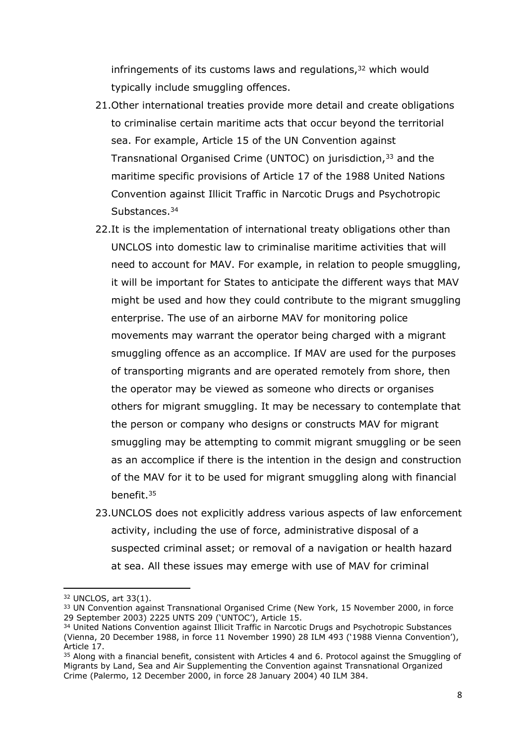infringements of its customs laws and regulations,[32] which would typically include smuggling offences.

21. Other international treaties provide more detail and create obligations to criminalise certain maritime acts that occur beyond the territorial sea. For example, Article 15 of the UN Convention against Transnational Organised Crime (UNTOC) on jurisdiction,[33] and the maritime specific provisions of Article 17 of the 1988 United Nations Convention against Illicit Traffic in Narcotic Drugs and Psychotropic Substances.[34]

22. It is the implementation of international treaty obligations other than UNCLOS into domestic law to criminalise maritime activities that will need to account for MAV. For example, in relation to people smuggling, it will be important for States to anticipate the different ways that MAV might be used and how they could contribute to the migrant smuggling enterprise. The use of an airborne MAV for monitoring police movements may warrant the operator being charged with a migrant smuggling offence as an accomplice. If MAV are used for the purposes of transporting migrants and are operated remotely from shore, then the operator may be viewed as someone who directs or organises others for migrant smuggling. It may be necessary to contemplate that the person or company who designs or constructs MAV for migrant smuggling may be attempting to commit migrant smuggling or be seen as an accomplice if there is the intention in the design and construction of the MAV for it to be used for migrant smuggling along with financial benefit.[35]

23. UNCLOS does not explicitly address various aspects of law enforcement activity, including the use of force, administrative disposal of a suspected criminal asset; or removal of a navigation or health hazard at sea. All these issues may emerge with use of MAV for criminal

---

[32] UNCLOS, art 33(1).

[33] UN Convention against Transnational Organised Crime (New York, 15 November 2000, in force 29 September 2003) 2225 UNTS 209 ('UNTOC'), Article 15.

[34] United Nations Convention against Illicit Traffic in Narcotic Drugs and Psychotropic Substances (Vienna, 20 December 1988, in force 11 November 1990) 28 ILM 493 ('1988 Vienna Convention'), Article 17.

[35] Along with a financial benefit, consistent with Articles 4 and 6. Protocol against the Smuggling of Migrants by Land, Sea and Air Supplementing the Convention against Transnational Organized Crime (Palermo, 12 December 2000, in force 28 January 2004) 40 ILM 384.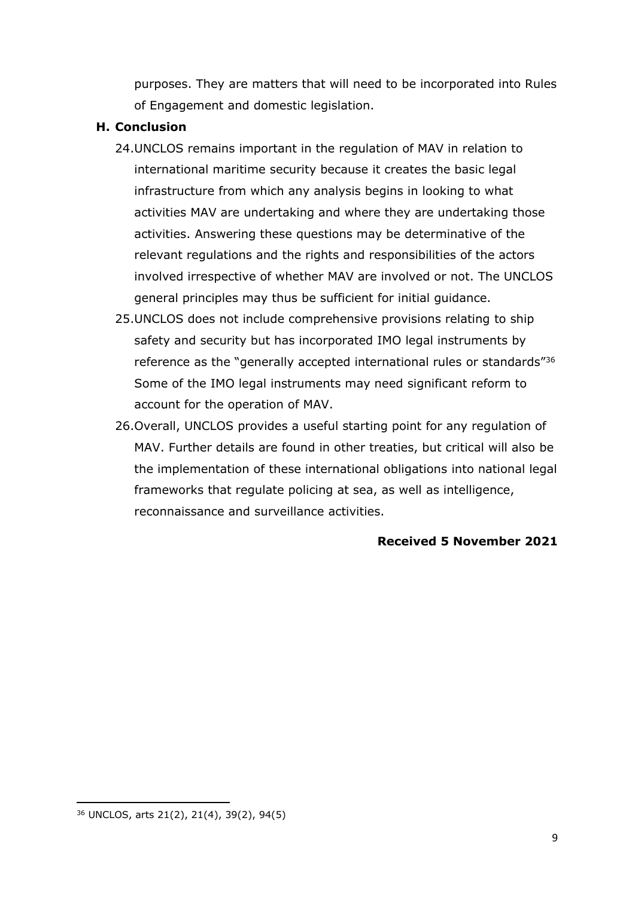purposes. They are matters that will need to be incorporated into Rules of Engagement and domestic legislation.

## H. Conclusion

24. UNCLOS remains important in the regulation of MAV in relation to international maritime security because it creates the basic legal infrastructure from which any analysis begins in looking to what activities MAV are undertaking and where they are undertaking those activities. Answering these questions may be determinative of the relevant regulations and the rights and responsibilities of the actors involved irrespective of whether MAV are involved or not. The UNCLOS general principles may thus be sufficient for initial guidance.
25. UNCLOS does not include comprehensive provisions relating to ship safety and security but has incorporated IMO legal instruments by reference as the "generally accepted international rules or standards"[36] Some of the IMO legal instruments may need significant reform to account for the operation of MAV.
26. Overall, UNCLOS provides a useful starting point for any regulation of MAV. Further details are found in other treaties, but critical will also be the implementation of these international obligations into national legal frameworks that regulate policing at sea, as well as intelligence, reconnaissance and surveillance activities.

**Received 5 November 2021**

---

[36] UNCLOS, arts 21(2), 21(4), 39(2), 94(5)